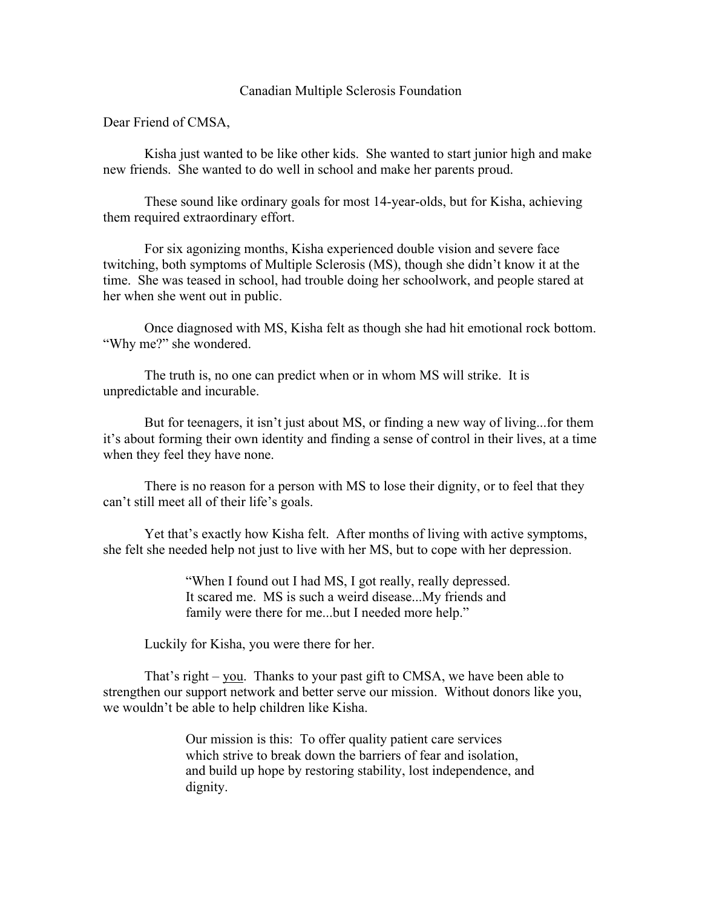Canadian Multiple Sclerosis Foundation

Dear Friend of CMSA,

Kisha just wanted to be like other kids. She wanted to start junior high and make new friends. She wanted to do well in school and make her parents proud.

These sound like ordinary goals for most 14-year-olds, but for Kisha, achieving them required extraordinary effort.

For six agonizing months, Kisha experienced double vision and severe face twitching, both symptoms of Multiple Sclerosis (MS), though she didn't know it at the time. She was teased in school, had trouble doing her schoolwork, and people stared at her when she went out in public.

Once diagnosed with MS, Kisha felt as though she had hit emotional rock bottom. "Why me?" she wondered.

The truth is, no one can predict when or in whom MS will strike. It is unpredictable and incurable.

But for teenagers, it isn't just about MS, or finding a new way of living...for them it's about forming their own identity and finding a sense of control in their lives, at a time when they feel they have none.

There is no reason for a person with MS to lose their dignity, or to feel that they can't still meet all of their life's goals.

Yet that's exactly how Kisha felt. After months of living with active symptoms, she felt she needed help not just to live with her MS, but to cope with her depression.

> "When I found out I had MS, I got really, really depressed. It scared me. MS is such a weird disease...My friends and family were there for me...but I needed more help."

Luckily for Kisha, you were there for her.

That's right – <u>you</u>. Thanks to your past gift to CMSA, we have been able to strengthen our support network and better serve our mission. Without donors like you, we wouldn't be able to help children like Kisha.

> Our mission is this: To offer quality patient care services which strive to break down the barriers of fear and isolation, and build up hope by restoring stability, lost independence, and dignity.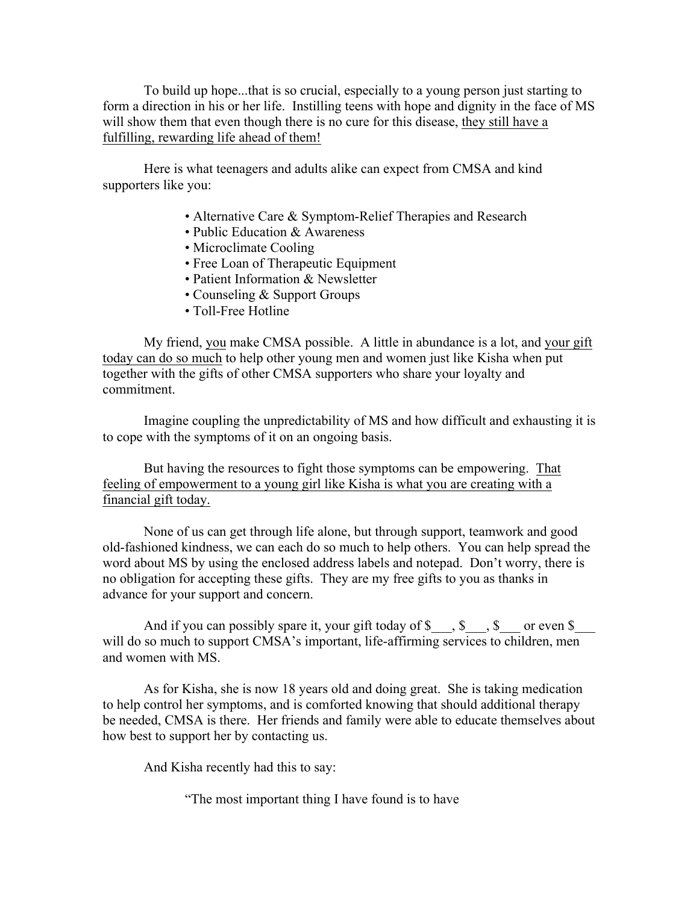To build up hope...that is so crucial, especially to a young person just starting to form a direction in his or her life. Instilling teens with hope and dignity in the face of MS will show them that even though there is no cure for this disease, <u>they still have a fulfilling, rewarding life ahead of them!</u>

Here is what teenagers and adults alike can expect from CMSA and kind supporters like you:

- Alternative Care & Symptom-Relief Therapies and Research
- Public Education & Awareness
- Microclimate Cooling
- Free Loan of Therapeutic Equipment
- Patient Information & Newsletter
- Counseling & Support Groups
- Toll-Free Hotline

My friend, <u>you</u> make CMSA possible. A little in abundance is a lot, and <u>your gift today can do so much</u> to help other young men and women just like Kisha when put together with the gifts of other CMSA supporters who share your loyalty and commitment.

Imagine coupling the unpredictability of MS and how difficult and exhausting it is to cope with the symptoms of it on an ongoing basis.

But having the resources to fight those symptoms can be empowering. <u>That feeling of empowerment to a young girl like Kisha is what you are creating with a financial gift today.</u>

None of us can get through life alone, but through support, teamwork and good old-fashioned kindness, we can each do so much to help others. You can help spread the word about MS by using the enclosed address labels and notepad. Don't worry, there is no obligation for accepting these gifts. They are my free gifts to you as thanks in advance for your support and concern.

And if you can possibly spare it, your gift today of $___, $___, $___ or even $___ will do so much to support CMSA's important, life-affirming services to children, men and women with MS.

As for Kisha, she is now 18 years old and doing great. She is taking medication to help control her symptoms, and is comforted knowing that should additional therapy be needed, CMSA is there. Her friends and family were able to educate themselves about how best to support her by contacting us.

And Kisha recently had this to say:

> "The most important thing I have found is to have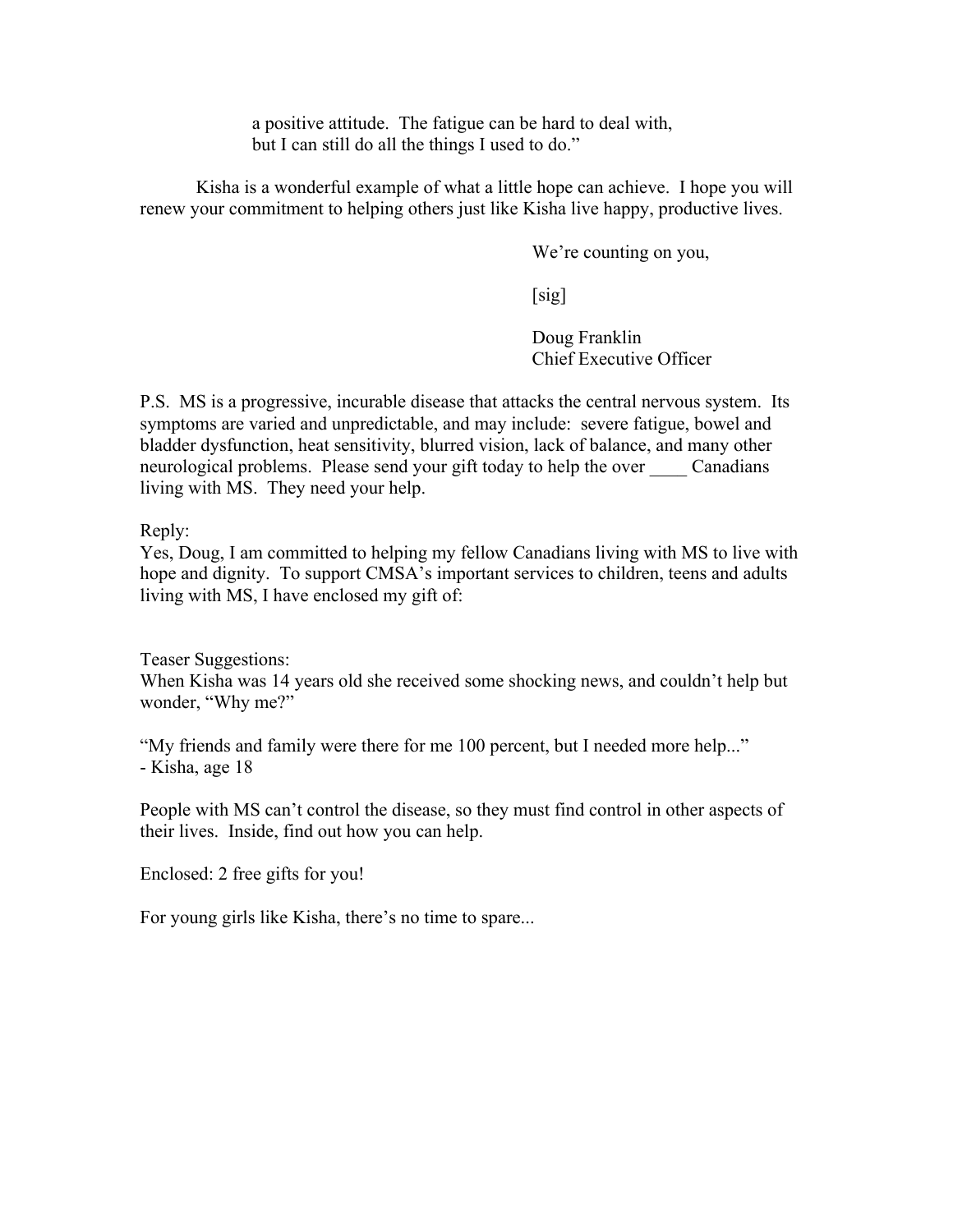a positive attitude. The fatigue can be hard to deal with, but I can still do all the things I used to do."

Kisha is a wonderful example of what a little hope can achieve. I hope you will renew your commitment to helping others just like Kisha live happy, productive lives.

We're counting on you,

[sig]

Doug Franklin
Chief Executive Officer

P.S. MS is a progressive, incurable disease that attacks the central nervous system. Its symptoms are varied and unpredictable, and may include: severe fatigue, bowel and bladder dysfunction, heat sensitivity, blurred vision, lack of balance, and many other neurological problems. Please send your gift today to help the over ____ Canadians living with MS. They need your help.

Reply:
Yes, Doug, I am committed to helping my fellow Canadians living with MS to live with hope and dignity. To support CMSA's important services to children, teens and adults living with MS, I have enclosed my gift of:

Teaser Suggestions:
When Kisha was 14 years old she received some shocking news, and couldn't help but wonder, "Why me?"

"My friends and family were there for me 100 percent, but I needed more help..."
- Kisha, age 18

People with MS can't control the disease, so they must find control in other aspects of their lives. Inside, find out how you can help.

Enclosed: 2 free gifts for you!

For young girls like Kisha, there's no time to spare...